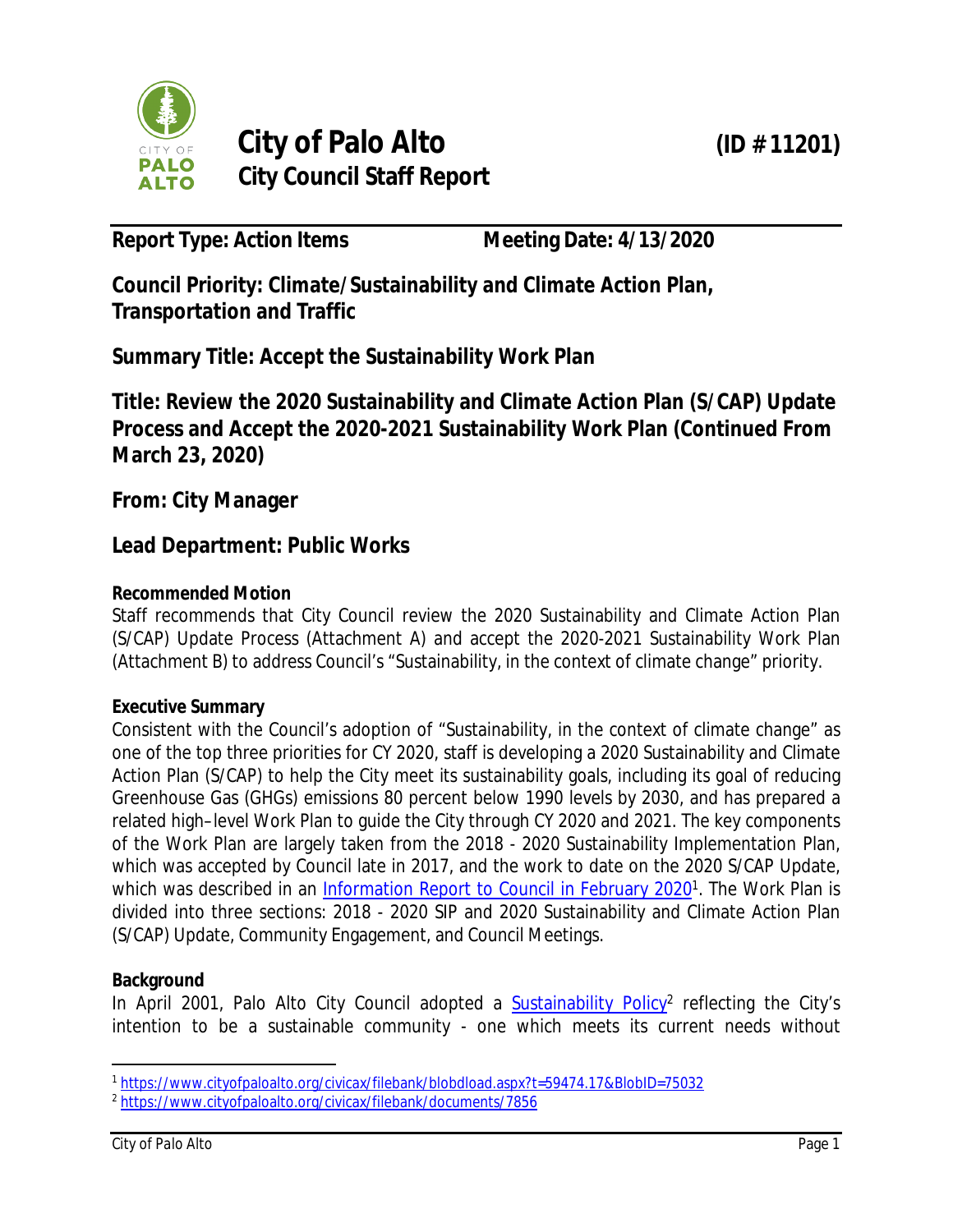# City of Palo Alto (ID # 11201)

## City Council Staff Report

**Report Type: Action Items** **Meeting Date: 4/13/2020**

**Council Priority: Climate/Sustainability and Climate Action Plan, Transportation and Traffic**

**Summary Title: Accept the Sustainability Work Plan**

**Title: Review the 2020 Sustainability and Climate Action Plan (S/CAP) Update Process and Accept the 2020-2021 Sustainability Work Plan (Continued From March 23, 2020)**

**From: City Manager**

**Lead Department: Public Works**

**Recommended Motion**

Staff recommends that City Council review the 2020 Sustainability and Climate Action Plan (S/CAP) Update Process (Attachment A) and accept the 2020-2021 Sustainability Work Plan (Attachment B) to address Council's "Sustainability, in the context of climate change" priority.

**Executive Summary**

Consistent with the Council's adoption of "Sustainability, in the context of climate change" as one of the top three priorities for CY 2020, staff is developing a 2020 Sustainability and Climate Action Plan (S/CAP) to help the City meet its sustainability goals, including its goal of reducing Greenhouse Gas (GHGs) emissions 80 percent below 1990 levels by 2030, and has prepared a related high–level Work Plan to guide the City through CY 2020 and 2021. The key components of the Work Plan are largely taken from the 2018 - 2020 Sustainability Implementation Plan, which was accepted by Council late in 2017, and the work to date on the 2020 S/CAP Update, which was described in an Information Report to Council in February 2020[1]. The Work Plan is divided into three sections: 2018 - 2020 SIP and 2020 Sustainability and Climate Action Plan (S/CAP) Update, Community Engagement, and Council Meetings.

**Background**

In April 2001, Palo Alto City Council adopted a Sustainability Policy[2] reflecting the City's intention to be a sustainable community - one which meets its current needs without

---

[1] https://www.cityofpaloalto.org/civicax/filebank/blobdload.aspx?t=59474.17&BlobID=75032

[2] https://www.cityofpaloalto.org/civicax/filebank/documents/7856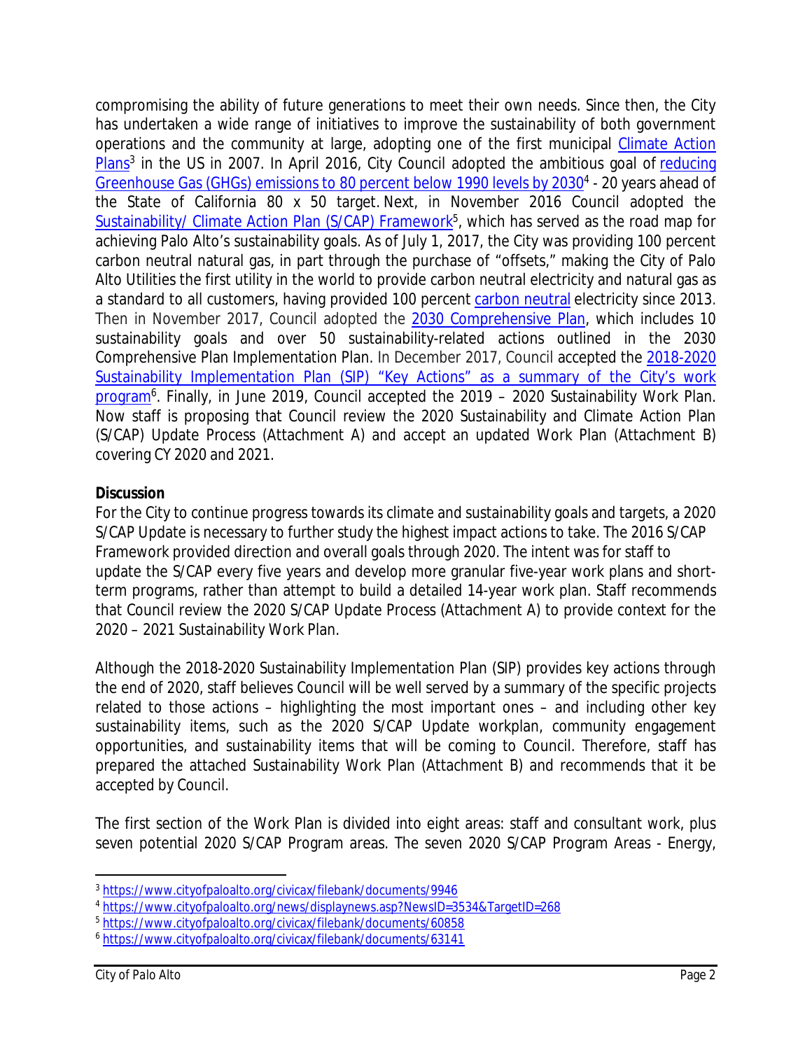compromising the ability of future generations to meet their own needs. Since then, the City has undertaken a wide range of initiatives to improve the sustainability of both government operations and the community at large, adopting one of the first municipal Climate Action Plans[3] in the US in 2007. In April 2016, City Council adopted the ambitious goal of reducing Greenhouse Gas (GHGs) emissions to 80 percent below 1990 levels by 2030[4] - 20 years ahead of the State of California 80 x 50 target. Next, in November 2016 Council adopted the Sustainability/ Climate Action Plan (S/CAP) Framework[5], which has served as the road map for achieving Palo Alto's sustainability goals. As of July 1, 2017, the City was providing 100 percent carbon neutral natural gas, in part through the purchase of "offsets," making the City of Palo Alto Utilities the first utility in the world to provide carbon neutral electricity and natural gas as a standard to all customers, having provided 100 percent carbon neutral electricity since 2013. Then in November 2017, Council adopted the 2030 Comprehensive Plan, which includes 10 sustainability goals and over 50 sustainability-related actions outlined in the 2030 Comprehensive Plan Implementation Plan. In December 2017, Council accepted the 2018-2020 Sustainability Implementation Plan (SIP) "Key Actions" as a summary of the City's work program[6]. Finally, in June 2019, Council accepted the 2019 – 2020 Sustainability Work Plan. Now staff is proposing that Council review the 2020 Sustainability and Climate Action Plan (S/CAP) Update Process (Attachment A) and accept an updated Work Plan (Attachment B) covering CY 2020 and 2021.

**Discussion**

For the City to continue progress towards its climate and sustainability goals and targets, a 2020 S/CAP Update is necessary to further study the highest impact actions to take. The 2016 S/CAP Framework provided direction and overall goals through 2020. The intent was for staff to update the S/CAP every five years and develop more granular five-year work plans and short-term programs, rather than attempt to build a detailed 14-year work plan. Staff recommends that Council review the 2020 S/CAP Update Process (Attachment A) to provide context for the 2020 – 2021 Sustainability Work Plan.

Although the 2018-2020 Sustainability Implementation Plan (SIP) provides key actions through the end of 2020, staff believes Council will be well served by a summary of the specific projects related to those actions – highlighting the most important ones – and including other key sustainability items, such as the 2020 S/CAP Update workplan, community engagement opportunities, and sustainability items that will be coming to Council. Therefore, staff has prepared the attached Sustainability Work Plan (Attachment B) and recommends that it be accepted by Council.

The first section of the Work Plan is divided into eight areas: staff and consultant work, plus seven potential 2020 S/CAP Program areas. The seven 2020 S/CAP Program Areas - Energy,

---

[3] https://www.cityofpaloalto.org/civicax/filebank/documents/9946

[4] https://www.cityofpaloalto.org/news/displaynews.asp?NewsID=3534&TargetID=268

[5] https://www.cityofpaloalto.org/civicax/filebank/documents/60858

[6] https://www.cityofpaloalto.org/civicax/filebank/documents/63141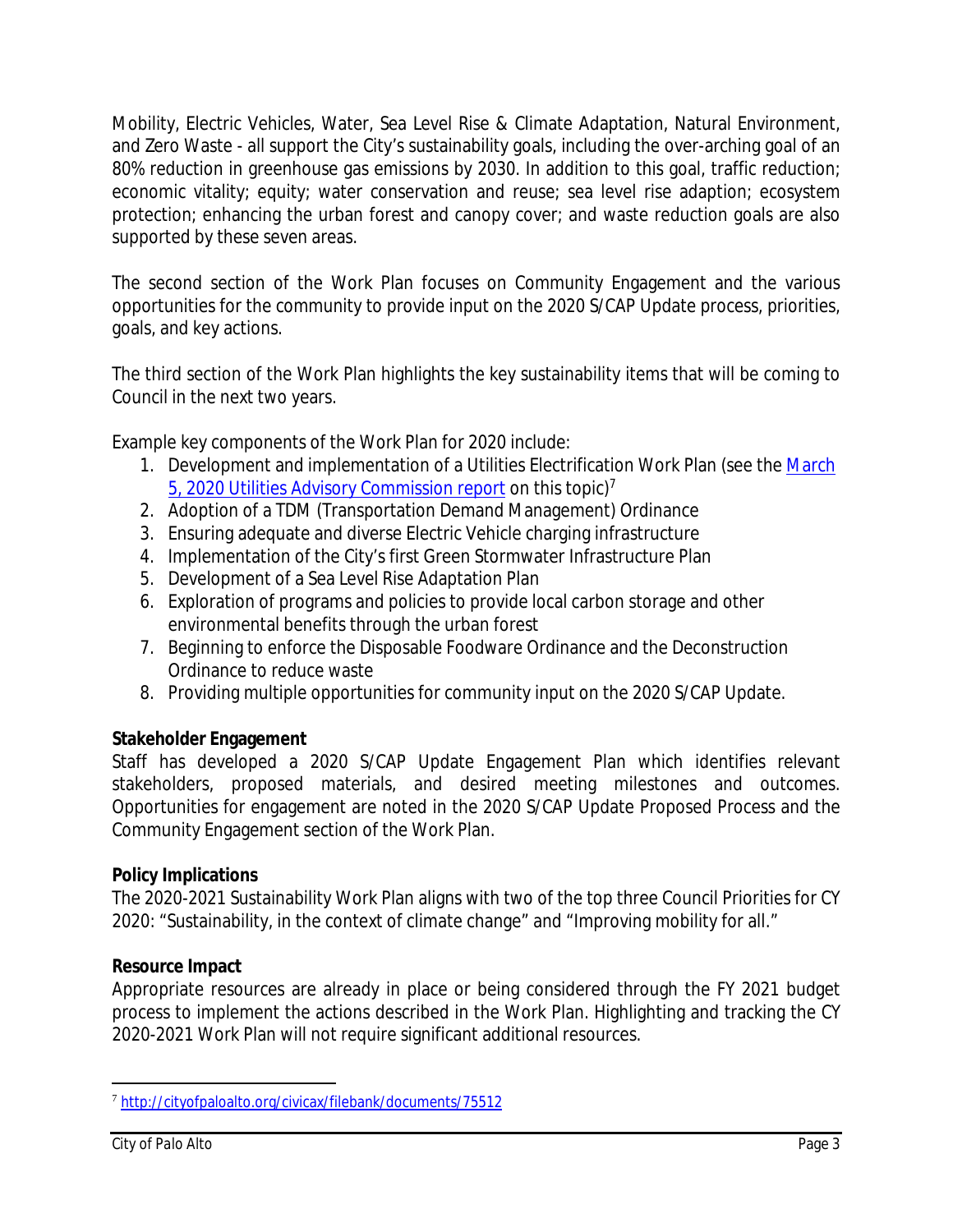Mobility, Electric Vehicles, Water, Sea Level Rise & Climate Adaptation, Natural Environment, and Zero Waste - all support the City's sustainability goals, including the over-arching goal of an 80% reduction in greenhouse gas emissions by 2030. In addition to this goal, traffic reduction; economic vitality; equity; water conservation and reuse; sea level rise adaption; ecosystem protection; enhancing the urban forest and canopy cover; and waste reduction goals are also supported by these seven areas.

The second section of the Work Plan focuses on Community Engagement and the various opportunities for the community to provide input on the 2020 S/CAP Update process, priorities, goals, and key actions.

The third section of the Work Plan highlights the key sustainability items that will be coming to Council in the next two years.

Example key components of the Work Plan for 2020 include:

1. Development and implementation of a Utilities Electrification Work Plan (see the March 5, 2020 Utilities Advisory Commission report on this topic)[7]
2. Adoption of a TDM (Transportation Demand Management) Ordinance
3. Ensuring adequate and diverse Electric Vehicle charging infrastructure
4. Implementation of the City's first Green Stormwater Infrastructure Plan
5. Development of a Sea Level Rise Adaptation Plan
6. Exploration of programs and policies to provide local carbon storage and other environmental benefits through the urban forest
7. Beginning to enforce the Disposable Foodware Ordinance and the Deconstruction Ordinance to reduce waste
8. Providing multiple opportunities for community input on the 2020 S/CAP Update.

**Stakeholder Engagement**

Staff has developed a 2020 S/CAP Update Engagement Plan which identifies relevant stakeholders, proposed materials, and desired meeting milestones and outcomes. Opportunities for engagement are noted in the 2020 S/CAP Update Proposed Process and the Community Engagement section of the Work Plan.

**Policy Implications**

The 2020-2021 Sustainability Work Plan aligns with two of the top three Council Priorities for CY 2020: "Sustainability, in the context of climate change" and "Improving mobility for all."

**Resource Impact**

Appropriate resources are already in place or being considered through the FY 2021 budget process to implement the actions described in the Work Plan. Highlighting and tracking the CY 2020-2021 Work Plan will not require significant additional resources.

---

[7] http://cityofpaloalto.org/civicax/filebank/documents/75512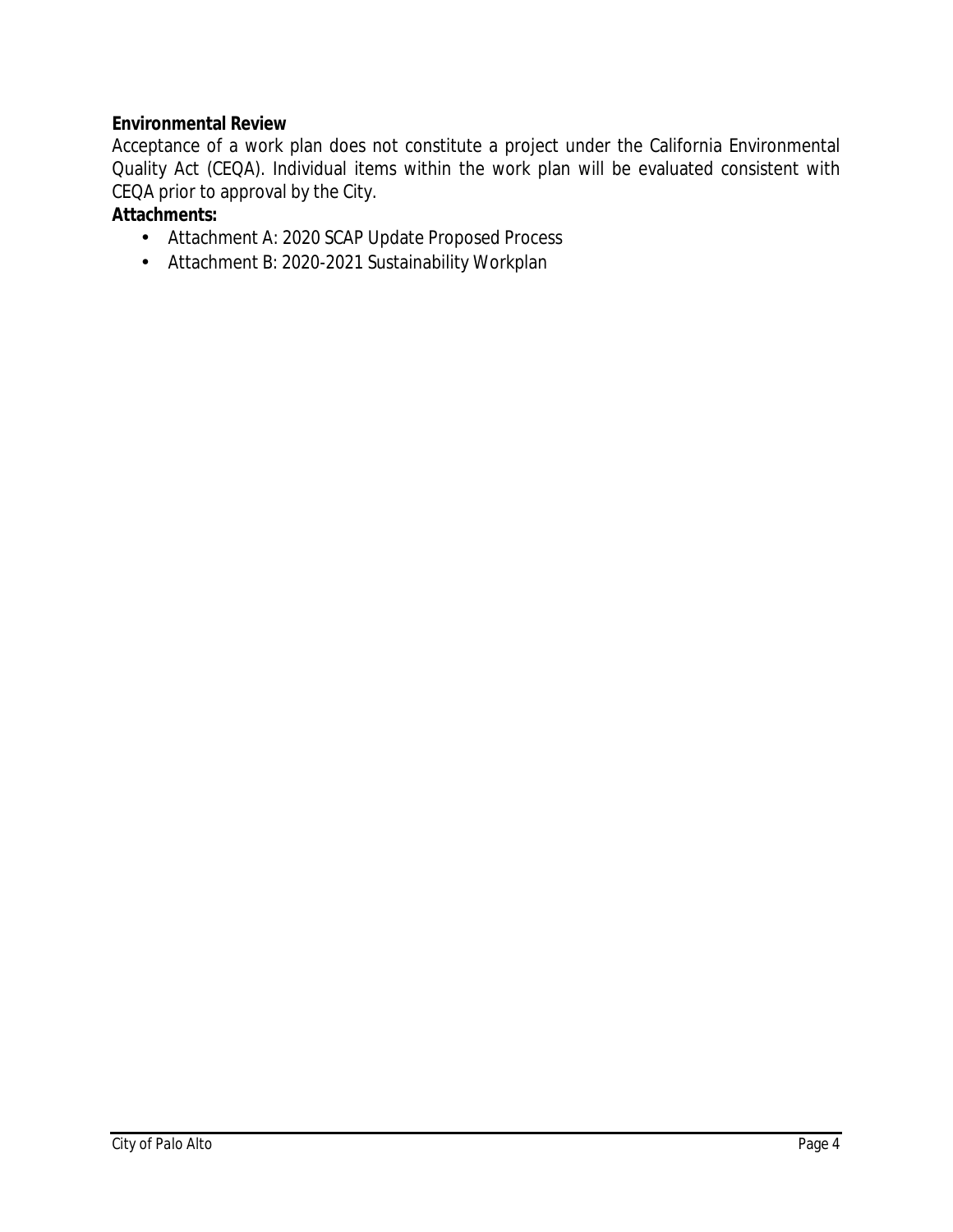**Environmental Review**

Acceptance of a work plan does not constitute a project under the California Environmental Quality Act (CEQA). Individual items within the work plan will be evaluated consistent with CEQA prior to approval by the City.

**Attachments:**

- Attachment A: 2020 SCAP Update Proposed Process
- Attachment B: 2020-2021 Sustainability Workplan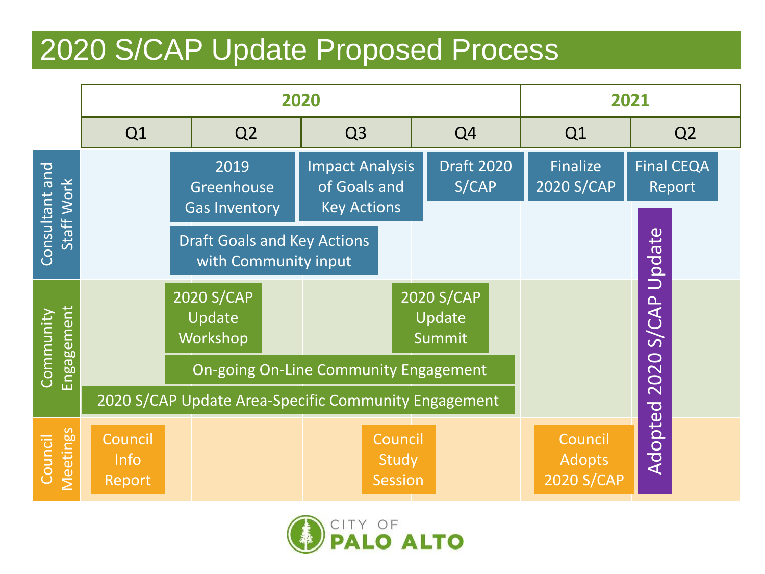# 2020 S/CAP Update Proposed Process

| | 2020 | | | | 2021 | |
|---|---|---|---|---|---|---|
| | Q1 | Q2 | Q3 | Q4 | Q1 | Q2 |
| Consultant and Staff Work | | 2019 Greenhouse Gas Inventory | Impact Analysis of Goals and Key Actions | Draft 2020 S/CAP | Finalize 2020 S/CAP | Final CEQA Report |
| | | Draft Goals and Key Actions with Community input | Draft Goals and Key Actions with Community input | | | Adopted 2020 S/CAP Update |
| Community Engagement | | 2020 S/CAP Update Workshop | | 2020 S/CAP Update Summit | | Adopted 2020 S/CAP Update |
| | | On-going On-Line Community Engagement | On-going On-Line Community Engagement | On-going On-Line Community Engagement | | Adopted 2020 S/CAP Update |
| | 2020 S/CAP Update Area-Specific Community Engagement | 2020 S/CAP Update Area-Specific Community Engagement | 2020 S/CAP Update Area-Specific Community Engagement | 2020 S/CAP Update Area-Specific Community Engagement | | Adopted 2020 S/CAP Update |
| Council Meetings | Council Info Report | | Council Study Session | | Council Adopts 2020 S/CAP | Adopted 2020 S/CAP Update |

CITY OF PALO ALTO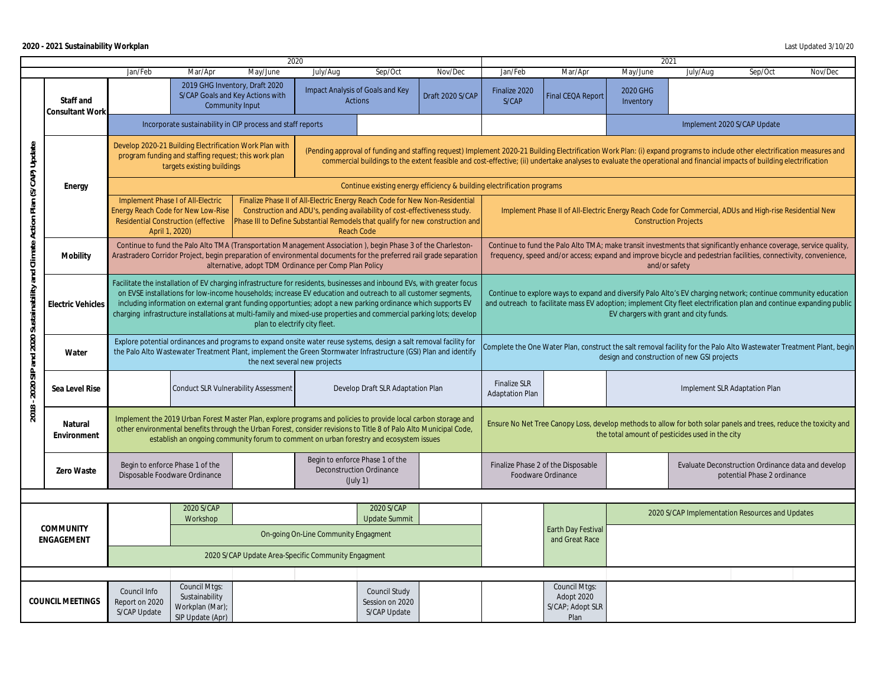**2020 - 2021 Sustainability Workplan**

Last Updated 3/10/20

| | | 2020 | | | | | | 2021 | | | | | |
|---|---|---|---|---|---|---|---|---|---|---|---|---|---|
| | | Jan/Feb | Mar/Apr | May/June | July/Aug | Sep/Oct | Nov/Dec | Jan/Feb | Mar/Apr | May/June | July/Aug | Sep/Oct | Nov/Dec |
| 2018 - 2020 SIP and 2020 Sustainability and Climate Action Plan (S/CAP) Update | Staff and Consultant Work | | 2019 GHG Inventory, Draft 2020 S/CAP Goals and Key Actions with Community Input | | Impact Analysis of Goals and Key Actions | | Draft 2020 S/CAP | Finalize 2020 S/CAP | Final CEQA Report | 2020 GHG Inventory | | | |
| | | Incorporate sustainability in CIP process and staff reports | | | | | | | | Implement 2020 S/CAP Update | | | |
| | Energy | Develop 2020-21 Building Electrification Work Plan with program funding and staffing request; this work plan targets existing buildings | | | (Pending approval of funding and staffing request) Implement 2020-21 Building Electrification Work Plan: (i) expand programs to include other electrification measures and commercial buildings to the extent feasible and cost-effective; (ii) undertake analyses to evaluate the operational and financial impacts of building electrification | | | | | | | | |
| | | Continue existing energy efficiency & building electrification programs | | | | | | | | | | | |
| | | Implement Phase I of All-Electric Energy Reach Code for New Low-Rise Residential Construction (effective April 1, 2020) | | Finalize Phase II of All-Electric Energy Reach Code for New Non-Residential Construction and ADU's, pending availability of cost-effectiveness study. Phase III to Define Substantial Remodels that qualify for new construction and Reach Code | | | | Implement Phase II of All-Electric Energy Reach Code for Commercial, ADUs and High-rise Residential New Construction Projects | | | | | |
| | Mobility | Continue to fund the Palo Alto TMA (Transportation Management Association ), begin Phase 3 of the Charleston-Arastradero Corridor Project, begin preparation of environmental documents for the preferred rail grade separation alternative, adopt TDM Ordinance per Comp Plan Policy | | | | | | Continue to fund the Palo Alto TMA; make transit investments that significantly enhance coverage, service quality, frequency, speed and/or access; expand and improve bicycle and pedestrian facilities, connectivity, convenience, and/or safety | | | | | |
| | Electric Vehicles | Facilitate the installation of EV charging infrastructure for residents, businesses and inbound EVs, with greater focus on EVSE installations for low-income households; increase EV education and outreach to all customer segments, including information on external grant funding opportunities; adopt a new parking ordinance which supports EV charging infrastructure installations at multi-family and mixed-use properties and commercial parking lots; develop plan to electrify city fleet. | | | | | | Continue to explore ways to expand and diversify Palo Alto's EV charging network; continue community education and outreach to facilitate mass EV adoption; implement City fleet electrification plan and continue expanding public EV chargers with grant and city funds. | | | | | |
| | Water | Explore potential ordinances and programs to expand onsite water reuse systems, design a salt removal facility for the Palo Alto Wastewater Treatment Plant, implement the Green Stormwater Infrastructure (GSI) Plan and identify the next several new projects | | | | | | Complete the One Water Plan, construct the salt removal facility for the Palo Alto Wastewater Treatment Plant, begin design and construction of new GSI projects | | | | | |
| | Sea Level Rise | | Conduct SLR Vulnerability Assessment | | Develop Draft SLR Adaptation Plan | | | Finalize SLR Adaptation Plan | | Implement SLR Adaptation Plan | | | |
| | Natural Environment | Implement the 2019 Urban Forest Master Plan, explore programs and policies to provide local carbon storage and other environmental benefits through the Urban Forest, consider revisions to Title 8 of Palo Alto Municipal Code, establish an ongoing community forum to comment on urban forestry and ecosystem issues | | | | | | Ensure No Net Tree Canopy Loss, develop methods to allow for both solar panels and trees, reduce the toxicity and the total amount of pesticides used in the city | | | | | |
| | Zero Waste | Begin to enforce Phase 1 of the Disposable Foodware Ordinance | | | Begin to enforce Phase 1 of the Deconstruction Ordinance (July 1) | | | Finalize Phase 2 of the Disposable Foodware Ordinance | | | Evaluate Deconstruction Ordinance data and develop potential Phase 2 ordinance | | |
| COMMUNITY ENGAGEMENT | | | 2020 S/CAP Workshop | | | 2020 S/CAP Update Summit | | | Earth Day Festival and Great Race | 2020 S/CAP Implementation Resources and Updates | | | |
| | | | On-going On-Line Community Engagment | | | | | | | | | | |
| | | 2020 S/CAP Update Area-Specific Community Engagment | | | | | | | | | | | |
| COUNCIL MEETINGS | | Council Info Report on 2020 S/CAP Update | Council Mtgs: Sustainability Workplan (Mar); SIP Update (Apr) | | | Council Study Session on 2020 S/CAP Update | | | Council Mtgs: Adopt 2020 S/CAP; Adopt SLR Plan | | | | |